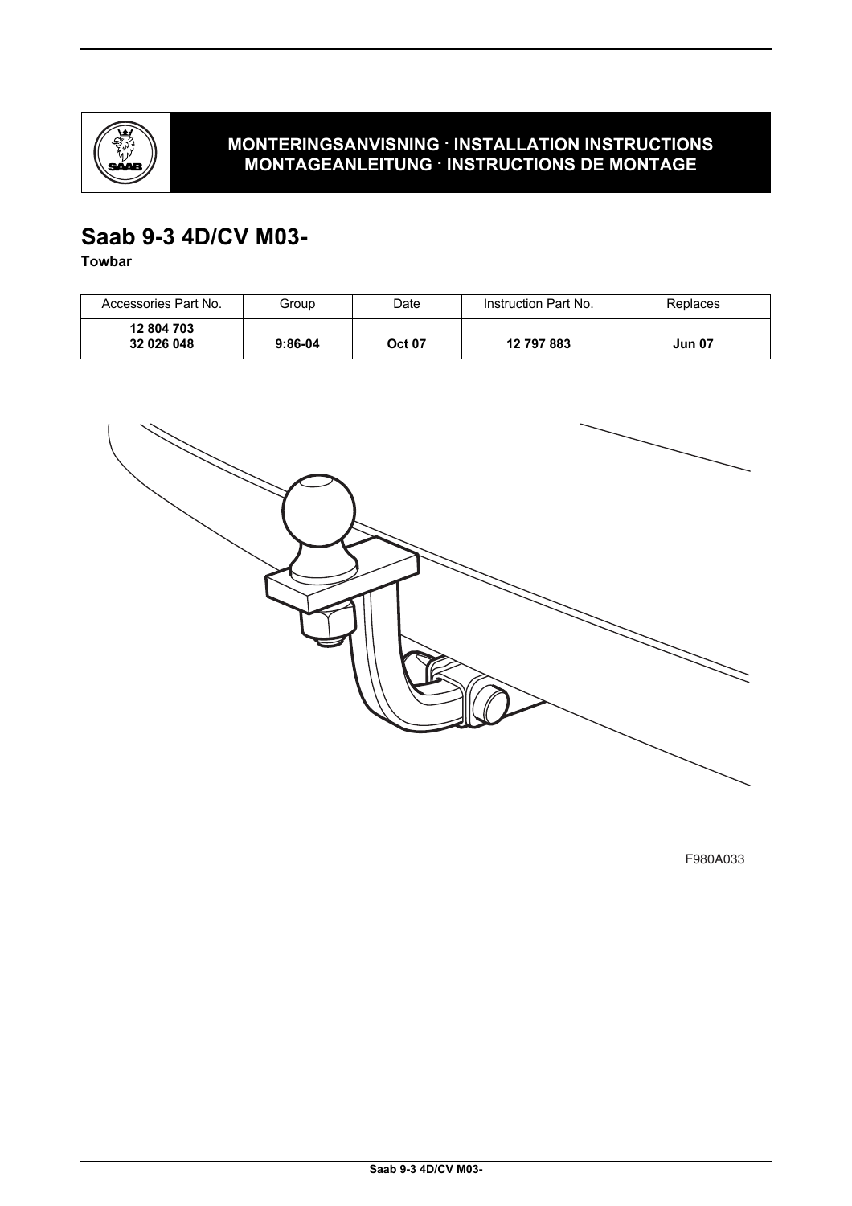**MONTERINGSANVISNING · INSTALLATION INSTRUCTIONS**
**MONTAGEANLEITUNG · INSTRUCTIONS DE MONTAGE**

# Saab 9-3 4D/CV M03-

**Towbar**

| Accessories Part No. | Group | Date | Instruction Part No. | Replaces |
|---|---|---|---|---|
| **12 804 703**<br>**32 026 048** | **9:86-04** | **Oct 07** | **12 797 883** | **Jun 07** |

F980A033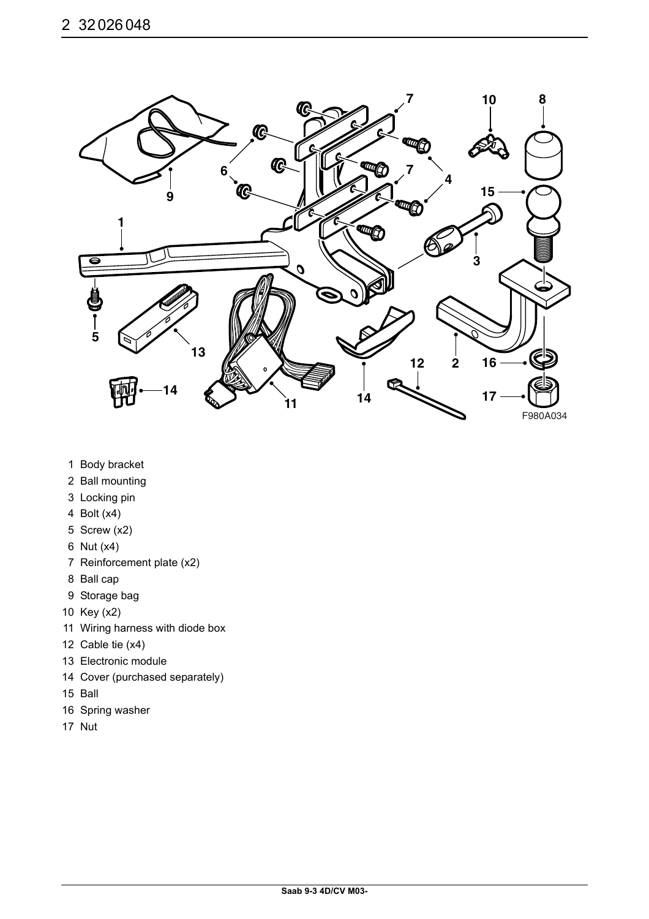F980A034

1 Body bracket
2 Ball mounting
3 Locking pin
4 Bolt (x4)
5 Screw (x2)
6 Nut (x4)
7 Reinforcement plate (x2)
8 Ball cap
9 Storage bag
10 Key (x2)
11 Wiring harness with diode box
12 Cable tie (x4)
13 Electronic module
14 Cover (purchased separately)
15 Ball
16 Spring washer
17 Nut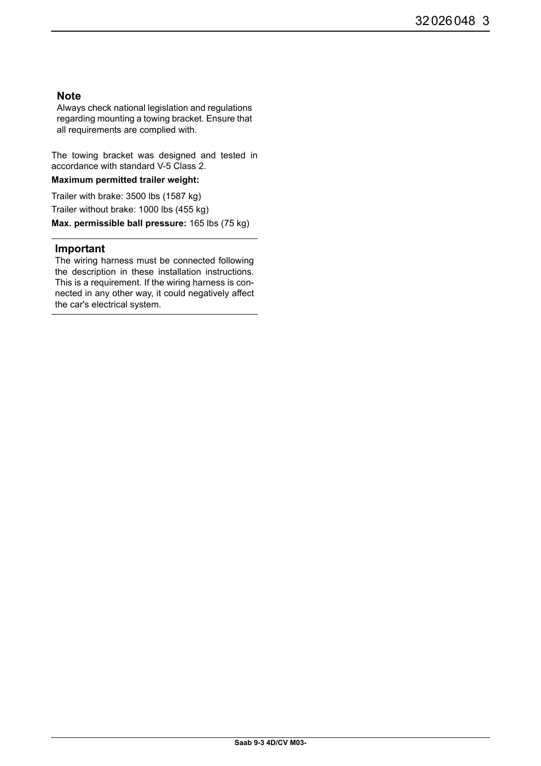### Note

Always check national legislation and regulations regarding mounting a towing bracket. Ensure that all requirements are complied with.

The towing bracket was designed and tested in accordance with standard V-5 Class 2.

**Maximum permitted trailer weight:**

Trailer with brake: 3500 lbs (1587 kg)

Trailer without brake: 1000 lbs (455 kg)

**Max. permissible ball pressure:** 165 lbs (75 kg)

---

### Important

The wiring harness must be connected following the description in these installation instructions. This is a requirement. If the wiring harness is connected in any other way, it could negatively affect the car's electrical system.

---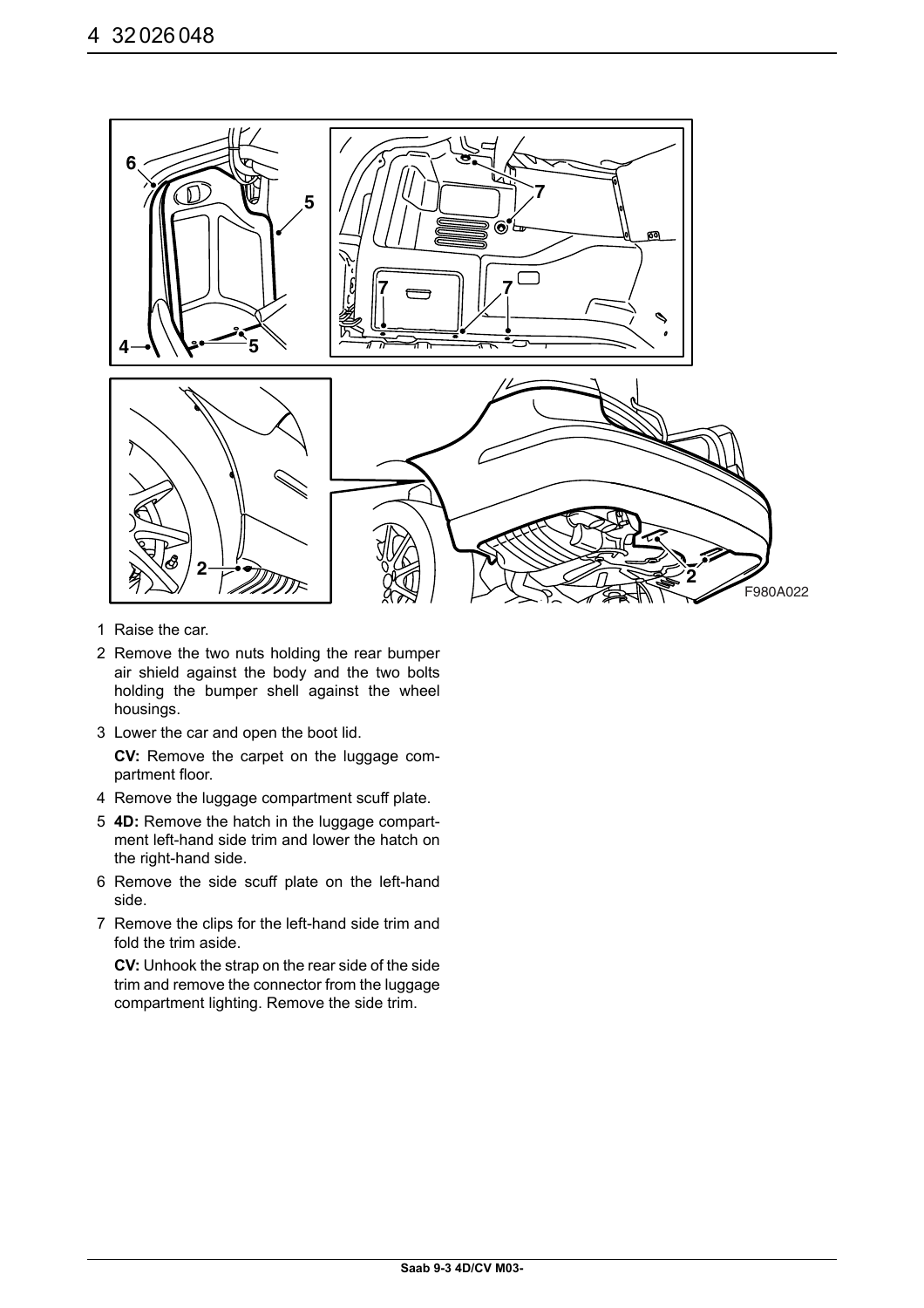F980A022

1 Raise the car.
2 Remove the two nuts holding the rear bumper air shield against the body and the two bolts holding the bumper shell against the wheel housings.
3 Lower the car and open the boot lid.

   **CV:** Remove the carpet on the luggage compartment floor.
4 Remove the luggage compartment scuff plate.
5 **4D:** Remove the hatch in the luggage compartment left-hand side trim and lower the hatch on the right-hand side.
6 Remove the side scuff plate on the left-hand side.
7 Remove the clips for the left-hand side trim and fold the trim aside.

   **CV:** Unhook the strap on the rear side of the side trim and remove the connector from the luggage compartment lighting. Remove the side trim.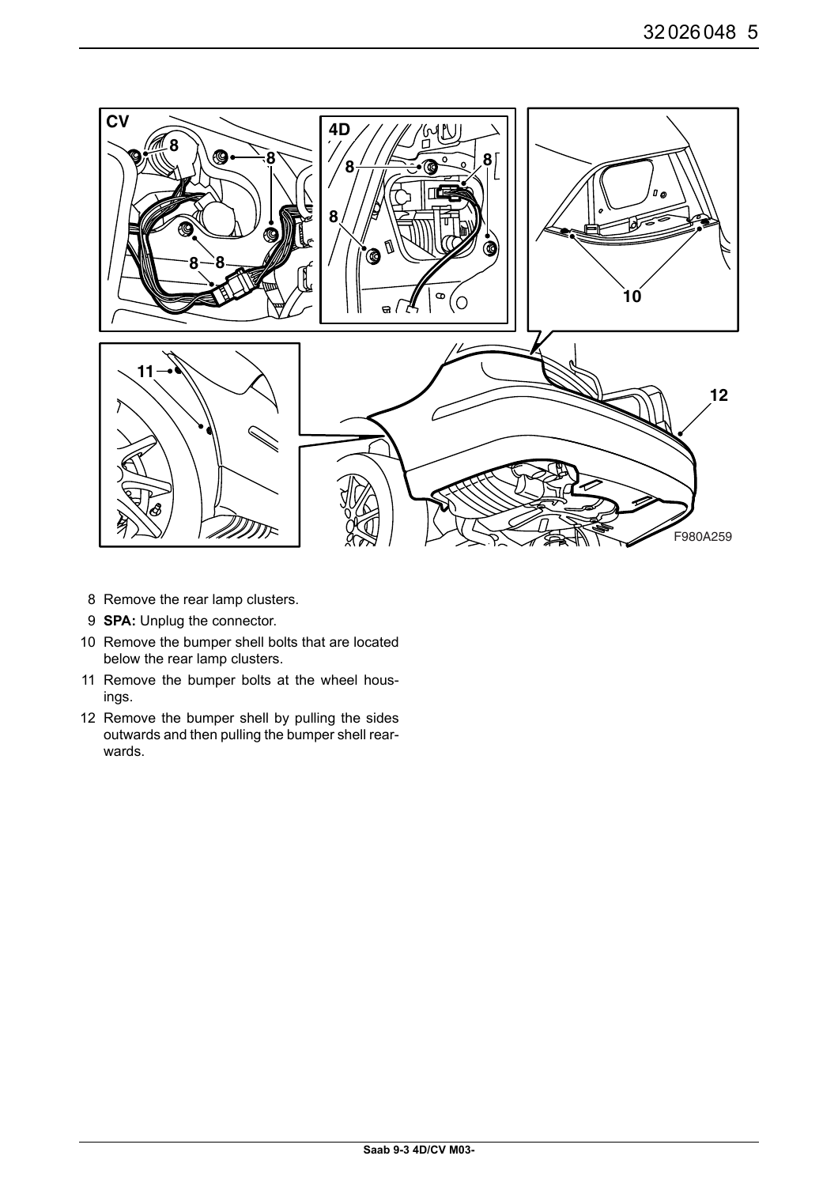8 Remove the rear lamp clusters.

9 **SPA:** Unplug the connector.

10 Remove the bumper shell bolts that are located below the rear lamp clusters.

11 Remove the bumper bolts at the wheel housings.

12 Remove the bumper shell by pulling the sides outwards and then pulling the bumper shell rearwards.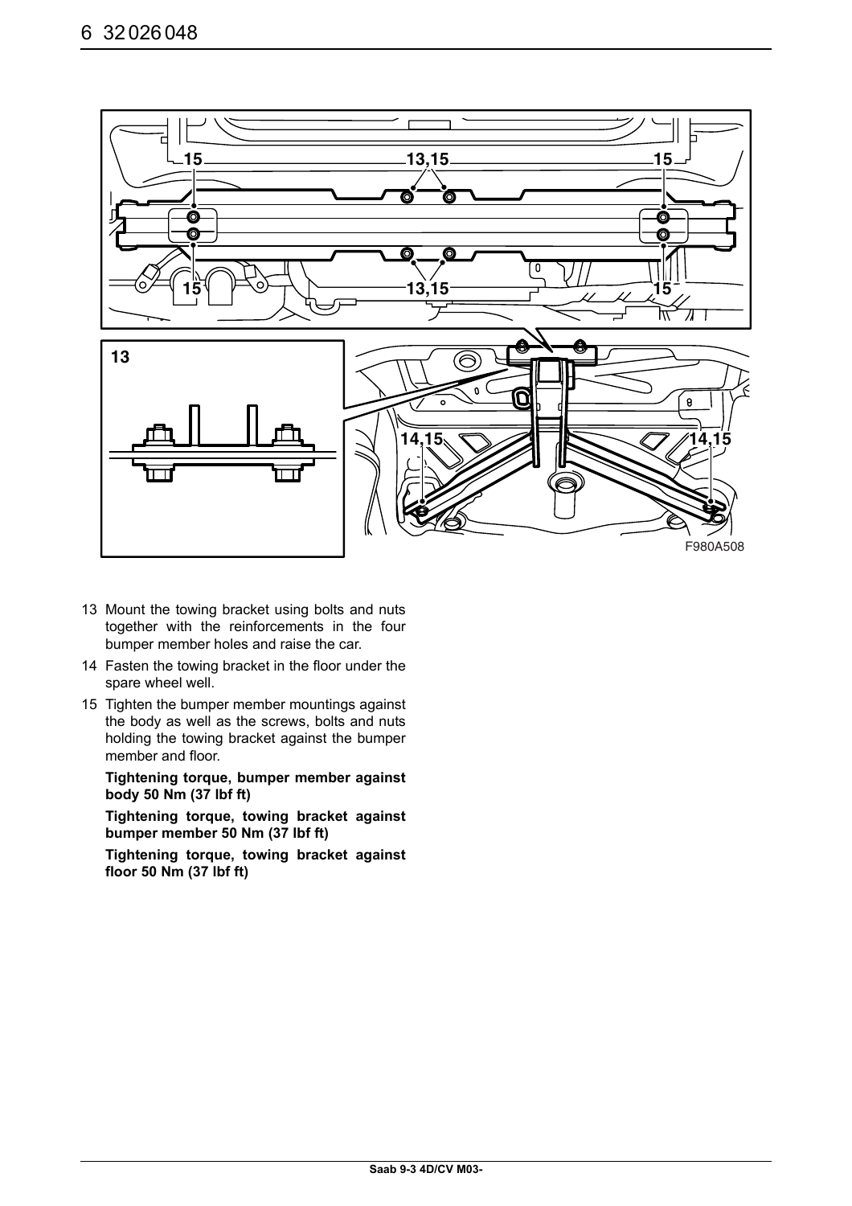13 Mount the towing bracket using bolts and nuts together with the reinforcements in the four bumper member holes and raise the car.

14 Fasten the towing bracket in the floor under the spare wheel well.

15 Tighten the bumper member mountings against the body as well as the screws, bolts and nuts holding the towing bracket against the bumper member and floor.

   **Tightening torque, bumper member against body 50 Nm (37 lbf ft)**

   **Tightening torque, towing bracket against bumper member 50 Nm (37 lbf ft)**

   **Tightening torque, towing bracket against floor 50 Nm (37 lbf ft)**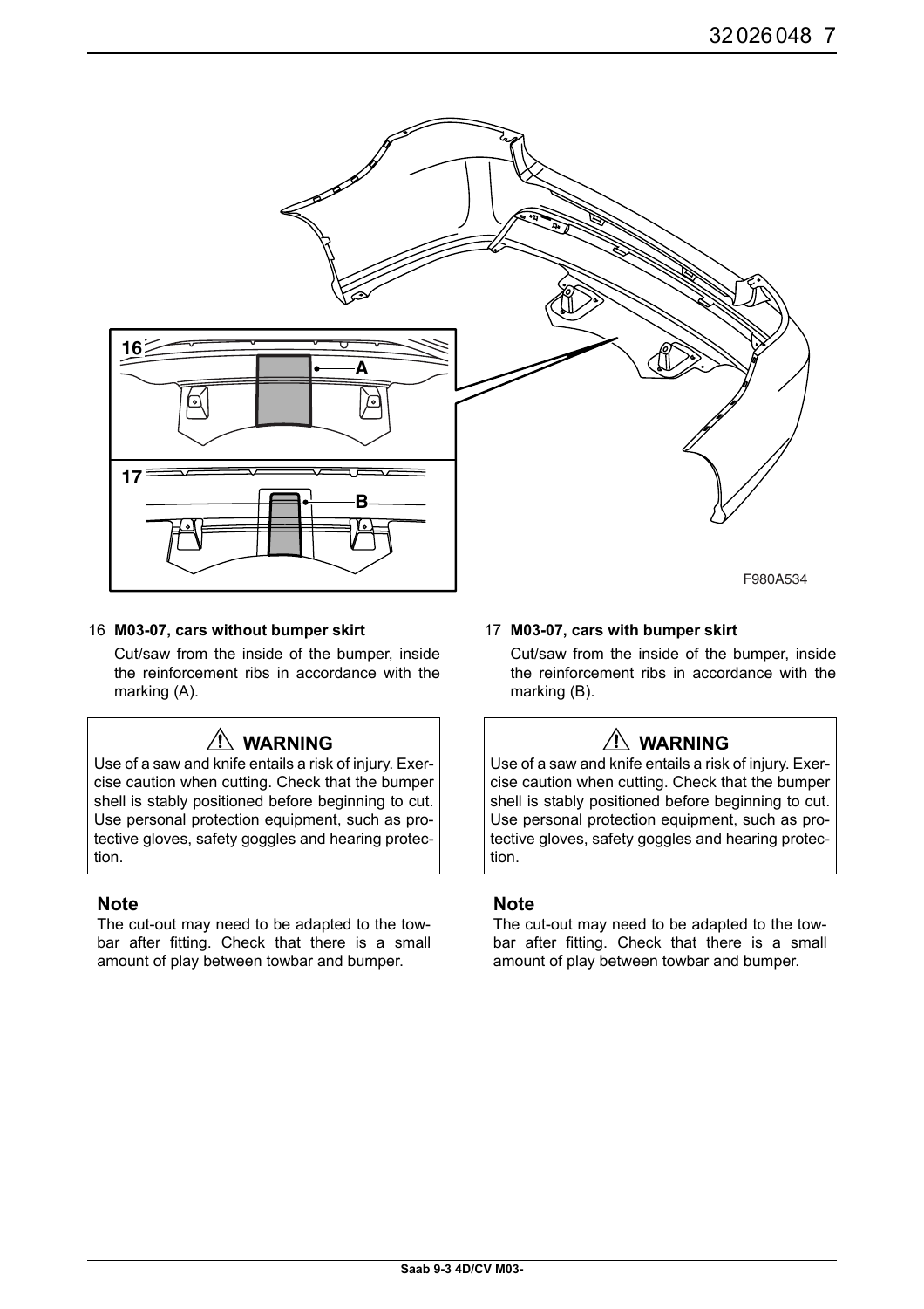16 **M03-07, cars without bumper skirt**

Cut/saw from the inside of the bumper, inside the reinforcement ribs in accordance with the marking (A).

> ⚠ **WARNING**
>
> Use of a saw and knife entails a risk of injury. Exercise caution when cutting. Check that the bumper shell is stably positioned before beginning to cut. Use personal protection equipment, such as protective gloves, safety goggles and hearing protection.

**Note**

The cut-out may need to be adapted to the towbar after fitting. Check that there is a small amount of play between towbar and bumper.

17 **M03-07, cars with bumper skirt**

Cut/saw from the inside of the bumper, inside the reinforcement ribs in accordance with the marking (B).

> ⚠ **WARNING**
>
> Use of a saw and knife entails a risk of injury. Exercise caution when cutting. Check that the bumper shell is stably positioned before beginning to cut. Use personal protection equipment, such as protective gloves, safety goggles and hearing protection.

**Note**

The cut-out may need to be adapted to the towbar after fitting. Check that there is a small amount of play between towbar and bumper.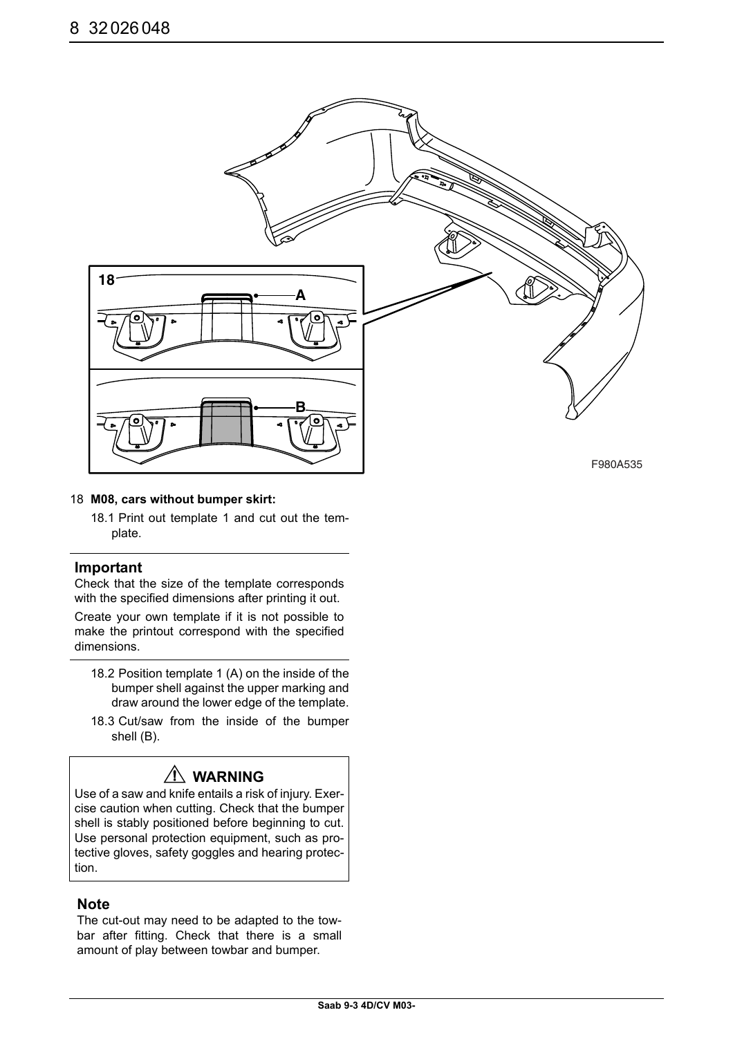18 **M08, cars without bumper skirt:**

18.1 Print out template 1 and cut out the template.

### Important

Check that the size of the template corresponds with the specified dimensions after printing it out.

Create your own template if it is not possible to make the printout correspond with the specified dimensions.

18.2 Position template 1 (A) on the inside of the bumper shell against the upper marking and draw around the lower edge of the template.

18.3 Cut/saw from the inside of the bumper shell (B).

### ⚠ WARNING

Use of a saw and knife entails a risk of injury. Exercise caution when cutting. Check that the bumper shell is stably positioned before beginning to cut. Use personal protection equipment, such as protective gloves, safety goggles and hearing protection.

### Note

The cut-out may need to be adapted to the towbar after fitting. Check that there is a small amount of play between towbar and bumper.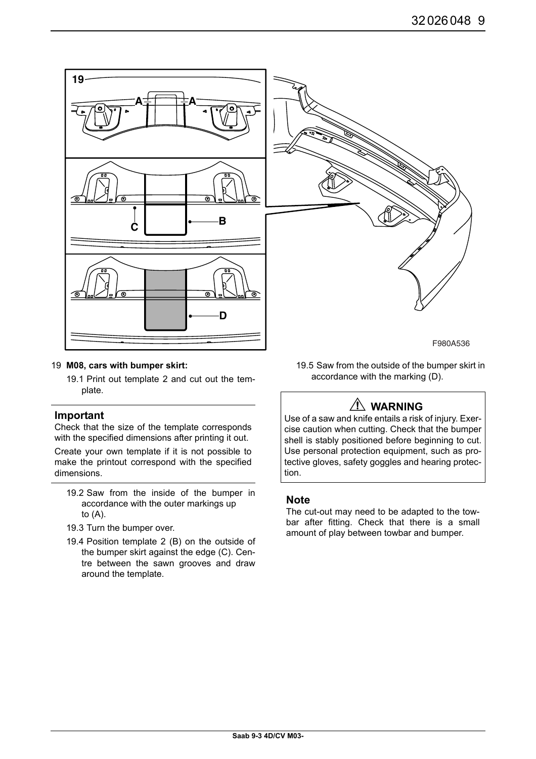19 **M08, cars with bumper skirt:**

19.1 Print out template 2 and cut out the template.

---

**Important**

Check that the size of the template corresponds with the specified dimensions after printing it out.

Create your own template if it is not possible to make the printout correspond with the specified dimensions.

---

19.2 Saw from the inside of the bumper in accordance with the outer markings up to (A).

19.3 Turn the bumper over.

19.4 Position template 2 (B) on the outside of the bumper skirt against the edge (C). Centre between the sawn grooves and draw around the template.

19.5 Saw from the outside of the bumper skirt in accordance with the marking (D).

**⚠ WARNING**

Use of a saw and knife entails a risk of injury. Exercise caution when cutting. Check that the bumper shell is stably positioned before beginning to cut. Use personal protection equipment, such as protective gloves, safety goggles and hearing protection.

**Note**

The cut-out may need to be adapted to the towbar after fitting. Check that there is a small amount of play between towbar and bumper.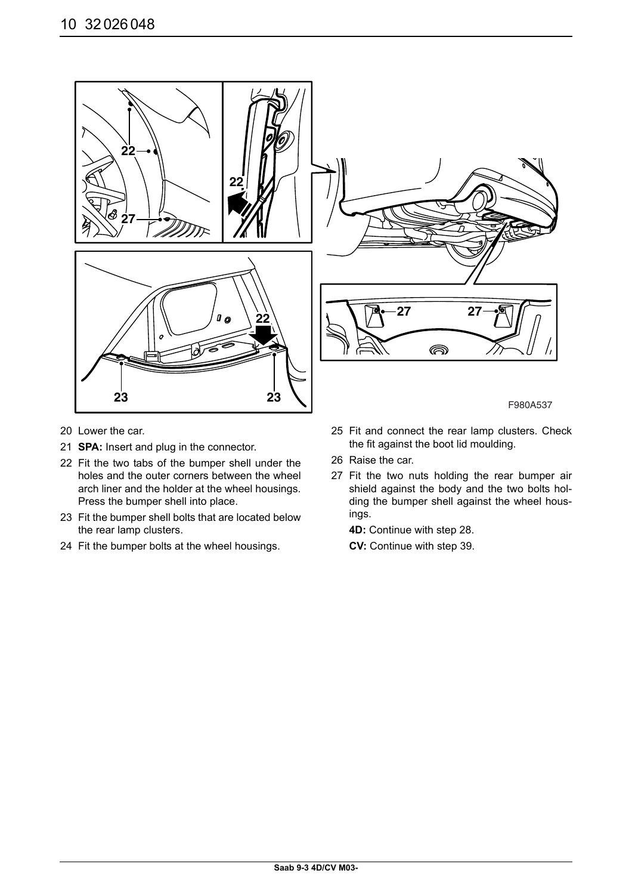F980A537

20 Lower the car.

21 **SPA:** Insert and plug in the connector.

22 Fit the two tabs of the bumper shell under the holes and the outer corners between the wheel arch liner and the holder at the wheel housings. Press the bumper shell into place.

23 Fit the bumper shell bolts that are located below the rear lamp clusters.

24 Fit the bumper bolts at the wheel housings.

25 Fit and connect the rear lamp clusters. Check the fit against the boot lid moulding.

26 Raise the car.

27 Fit the two nuts holding the rear bumper air shield against the body and the two bolts holding the bumper shell against the wheel housings.

**4D:** Continue with step 28.

**CV:** Continue with step 39.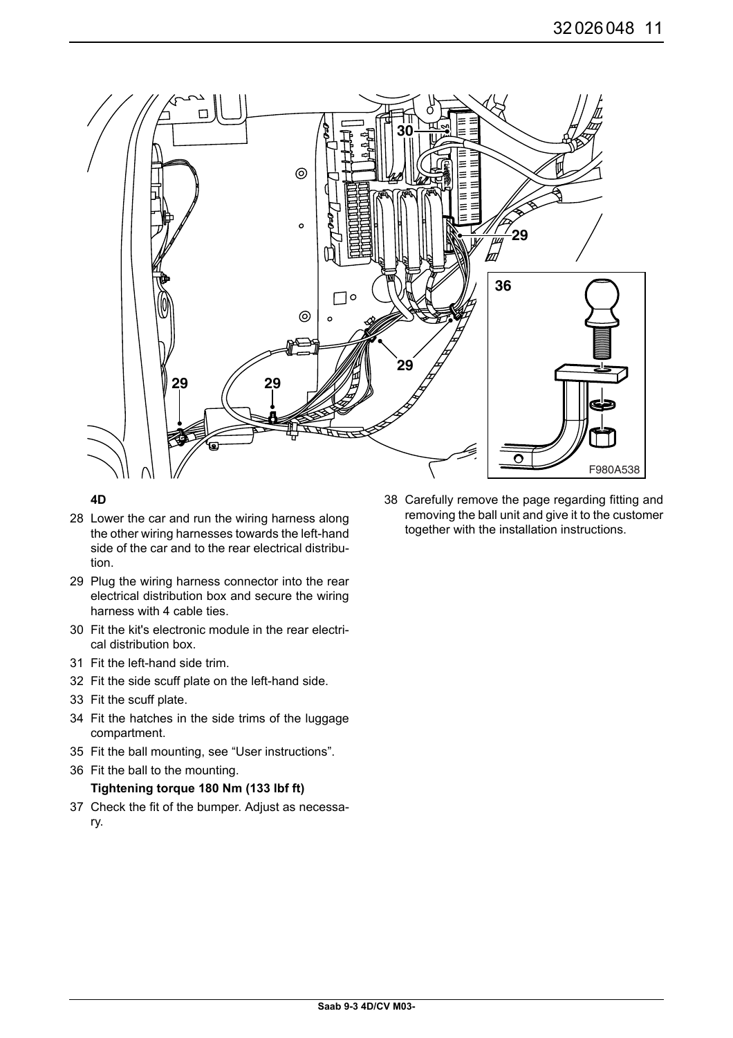**4D**

28 Lower the car and run the wiring harness along the other wiring harnesses towards the left-hand side of the car and to the rear electrical distribution.

29 Plug the wiring harness connector into the rear electrical distribution box and secure the wiring harness with 4 cable ties.

30 Fit the kit's electronic module in the rear electrical distribution box.

31 Fit the left-hand side trim.

32 Fit the side scuff plate on the left-hand side.

33 Fit the scuff plate.

34 Fit the hatches in the side trims of the luggage compartment.

35 Fit the ball mounting, see “User instructions”.

36 Fit the ball to the mounting.

**Tightening torque 180 Nm (133 lbf ft)**

37 Check the fit of the bumper. Adjust as necessary.

38 Carefully remove the page regarding fitting and removing the ball unit and give it to the customer together with the installation instructions.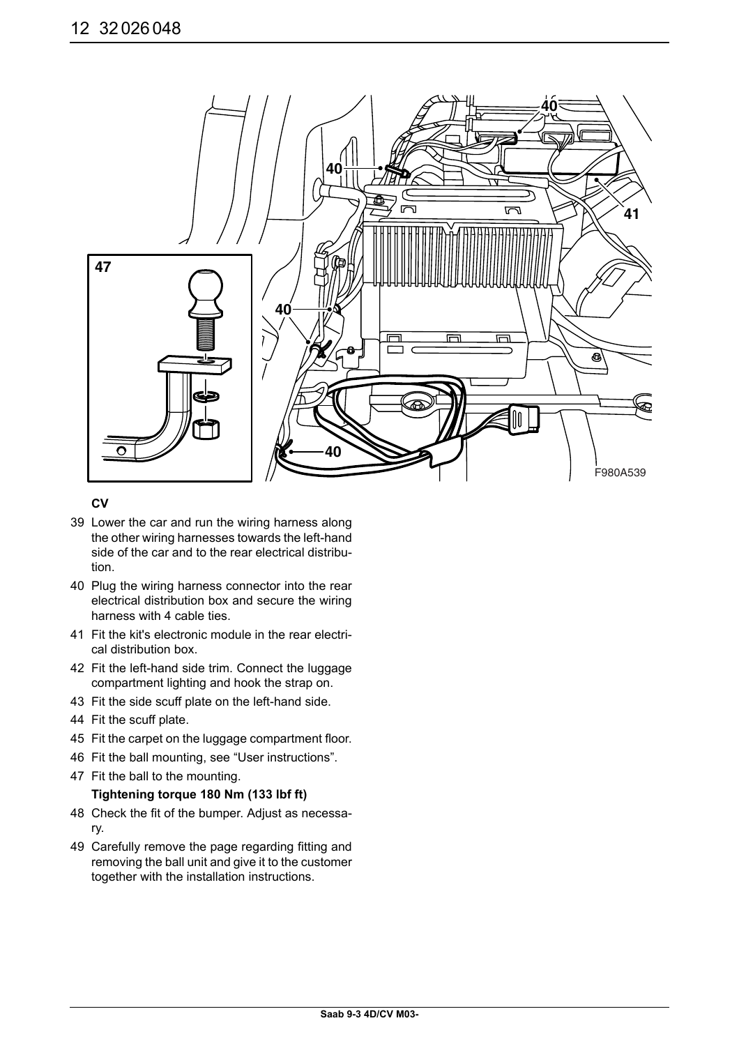**CV**

39 Lower the car and run the wiring harness along the other wiring harnesses towards the left-hand side of the car and to the rear electrical distribution.

40 Plug the wiring harness connector into the rear electrical distribution box and secure the wiring harness with 4 cable ties.

41 Fit the kit's electronic module in the rear electrical distribution box.

42 Fit the left-hand side trim. Connect the luggage compartment lighting and hook the strap on.

43 Fit the side scuff plate on the left-hand side.

44 Fit the scuff plate.

45 Fit the carpet on the luggage compartment floor.

46 Fit the ball mounting, see “User instructions”.

47 Fit the ball to the mounting.

**Tightening torque 180 Nm (133 lbf ft)**

48 Check the fit of the bumper. Adjust as necessary.

49 Carefully remove the page regarding fitting and removing the ball unit and give it to the customer together with the installation instructions.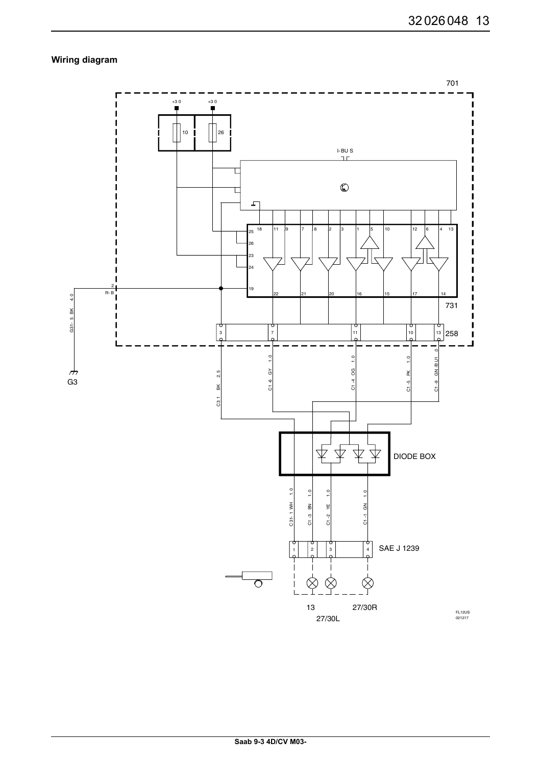## Wiring diagram

701

+30 +30

10 26

I-BUS

18 11 9 7 8 2 3 1 5 10 12 6 4 13

25

26

23

24

19

22 21 20 16 15 17 14

731

2
R-B

G31-5 BK 4.0

G3

3 7 11 10 13 258

C31 BK 2.5

C1-6 GY 1.0

C1-4 OG 1.0

C1-5 PK 1.0

C1-9 GN/BU1.0

DIODE BOX

C31-1 WH 1.0

C1-3 BN 1.0

C1-2 YE 1.0

C1-1 GN 1.0

1 2 3 4

SAE J 1239

13

27/30L

27/30R

FL12US
021217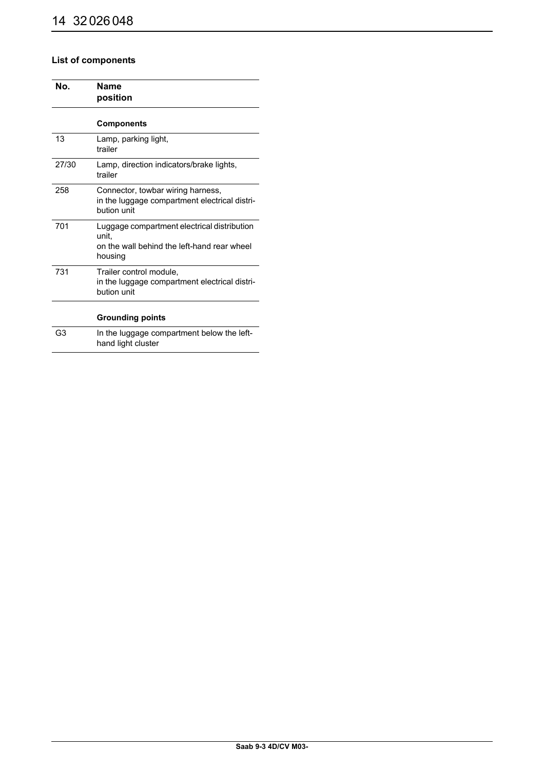### List of components

| No. | Name<br>position |
|---|---|
| | **Components** |
| 13 | Lamp, parking light,<br>trailer |
| 27/30 | Lamp, direction indicators/brake lights,<br>trailer |
| 258 | Connector, towbar wiring harness,<br>in the luggage compartment electrical distribution unit |
| 701 | Luggage compartment electrical distribution unit,<br>on the wall behind the left-hand rear wheel housing |
| 731 | Trailer control module,<br>in the luggage compartment electrical distribution unit |
| | **Grounding points** |
| G3 | In the luggage compartment below the left-hand light cluster |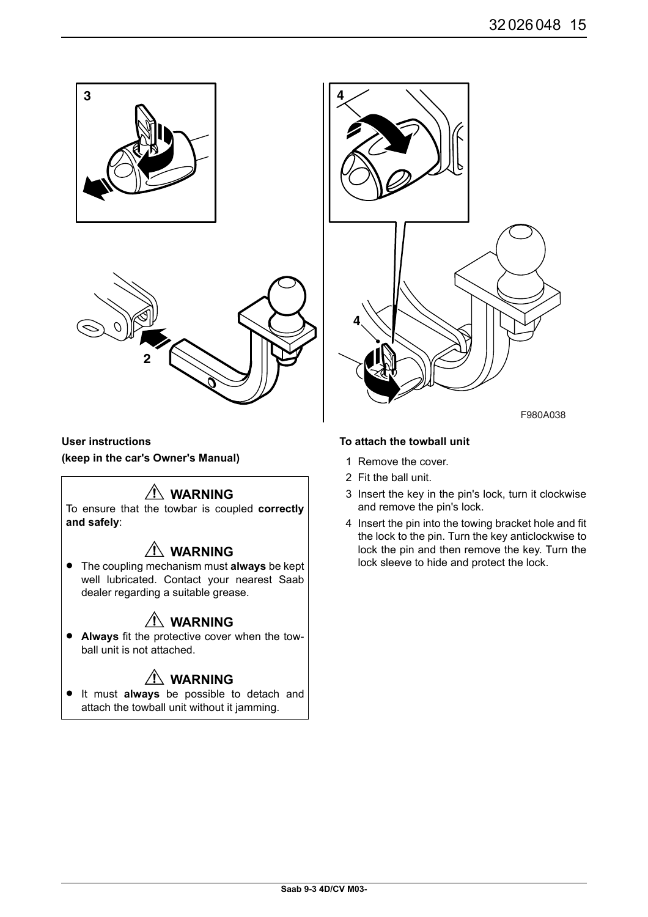F980A038

**User instructions**

**(keep in the car's Owner's Manual)**

> ⚠ **WARNING**
>
> To ensure that the towbar is coupled **correctly and safely**:
>
> ⚠ **WARNING**
>
> - The coupling mechanism must **always** be kept well lubricated. Contact your nearest Saab dealer regarding a suitable grease.
>
> ⚠ **WARNING**
>
> - **Always** fit the protective cover when the tow-ball unit is not attached.
>
> ⚠ **WARNING**
>
> - It must **always** be possible to detach and attach the towball unit without it jamming.

**To attach the towball unit**

1. Remove the cover.
2. Fit the ball unit.
3. Insert the key in the pin's lock, turn it clockwise and remove the pin's lock.
4. Insert the pin into the towing bracket hole and fit the lock to the pin. Turn the key anticlockwise to lock the pin and then remove the key. Turn the lock sleeve to hide and protect the lock.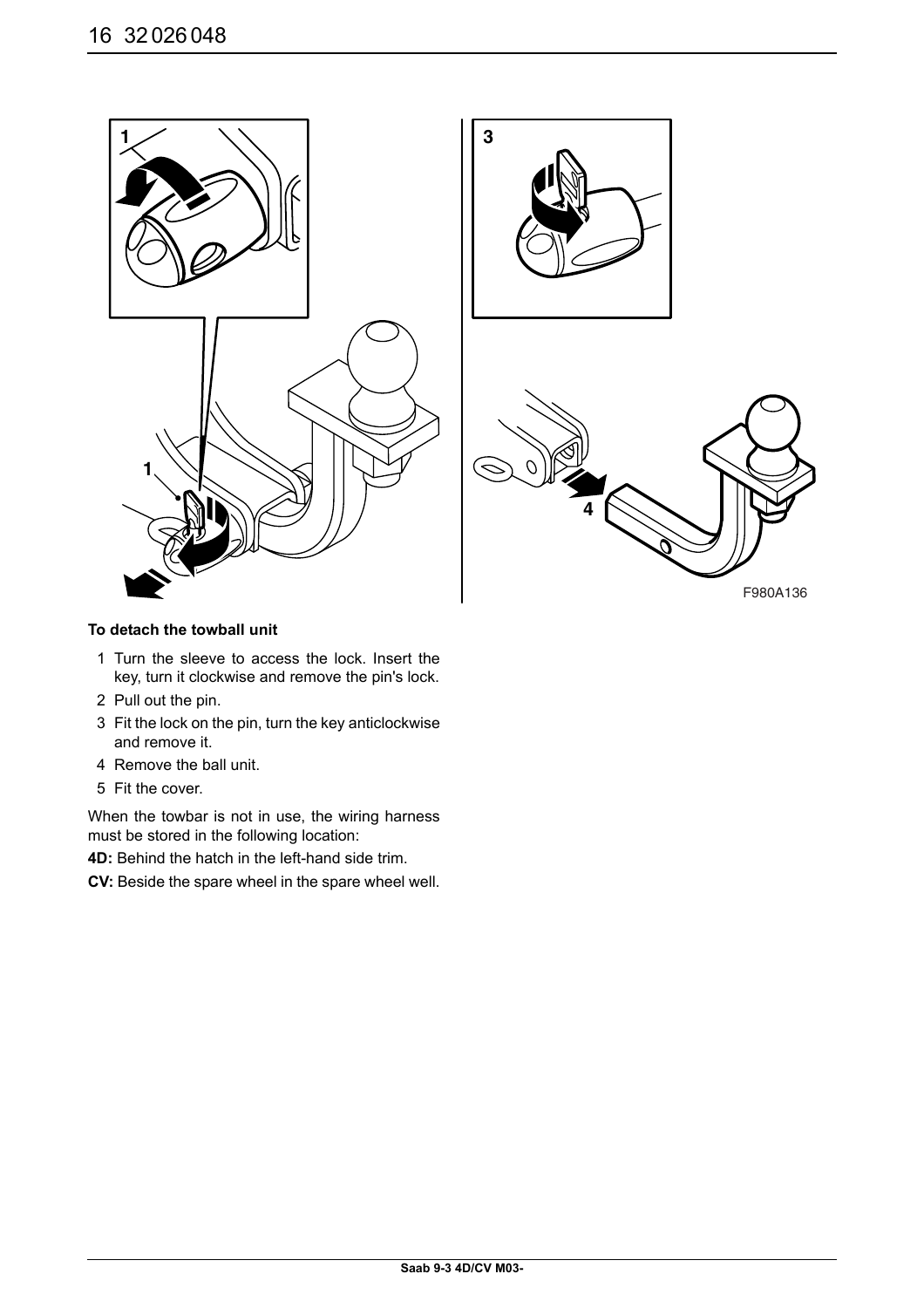**To detach the towball unit**

1. Turn the sleeve to access the lock. Insert the key, turn it clockwise and remove the pin's lock.
2. Pull out the pin.
3. Fit the lock on the pin, turn the key anticlockwise and remove it.
4. Remove the ball unit.
5. Fit the cover.

When the towbar is not in use, the wiring harness must be stored in the following location:

**4D:** Behind the hatch in the left-hand side trim.

**CV:** Beside the spare wheel in the spare wheel well.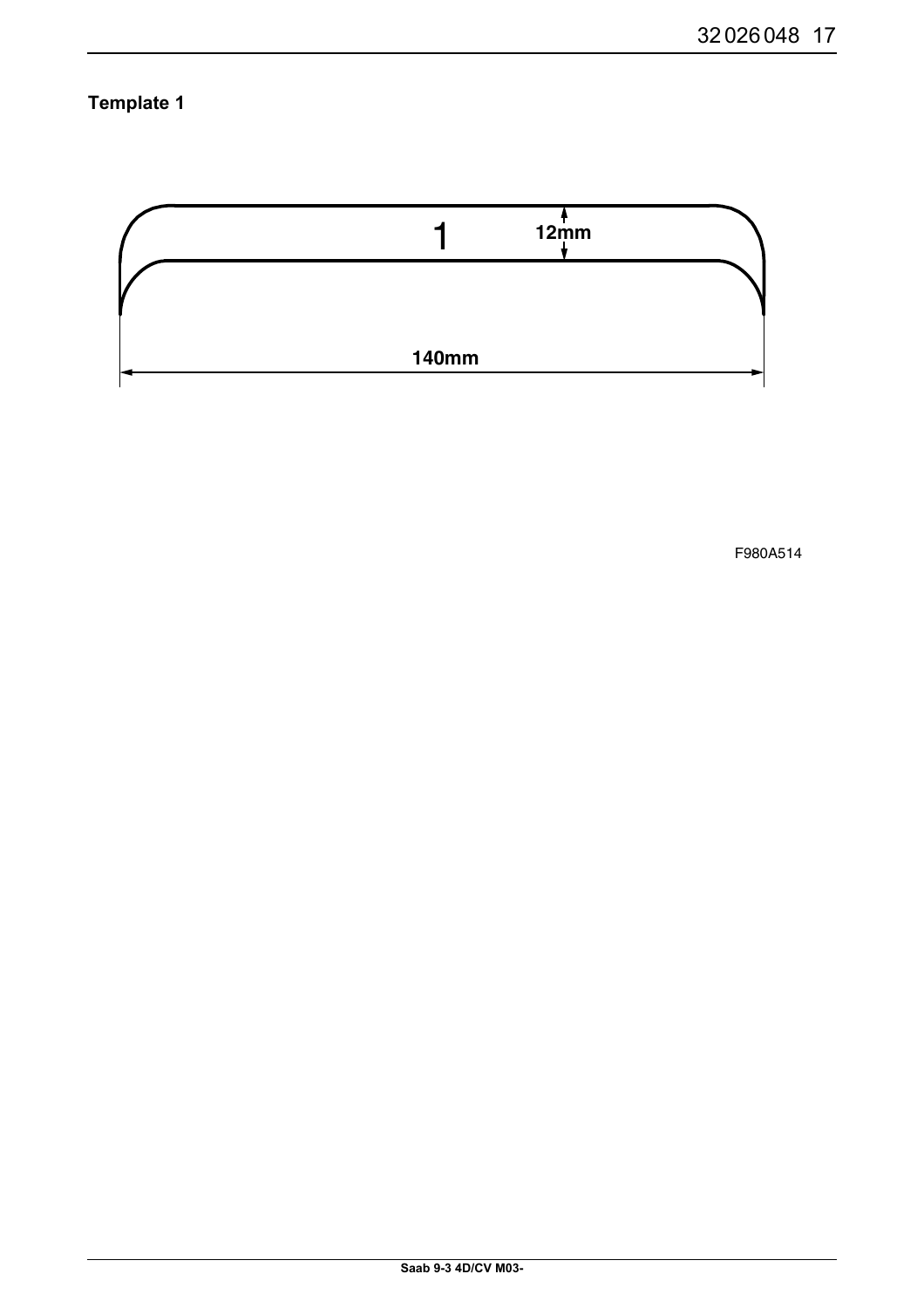**Template 1**

1

12mm

140mm

F980A514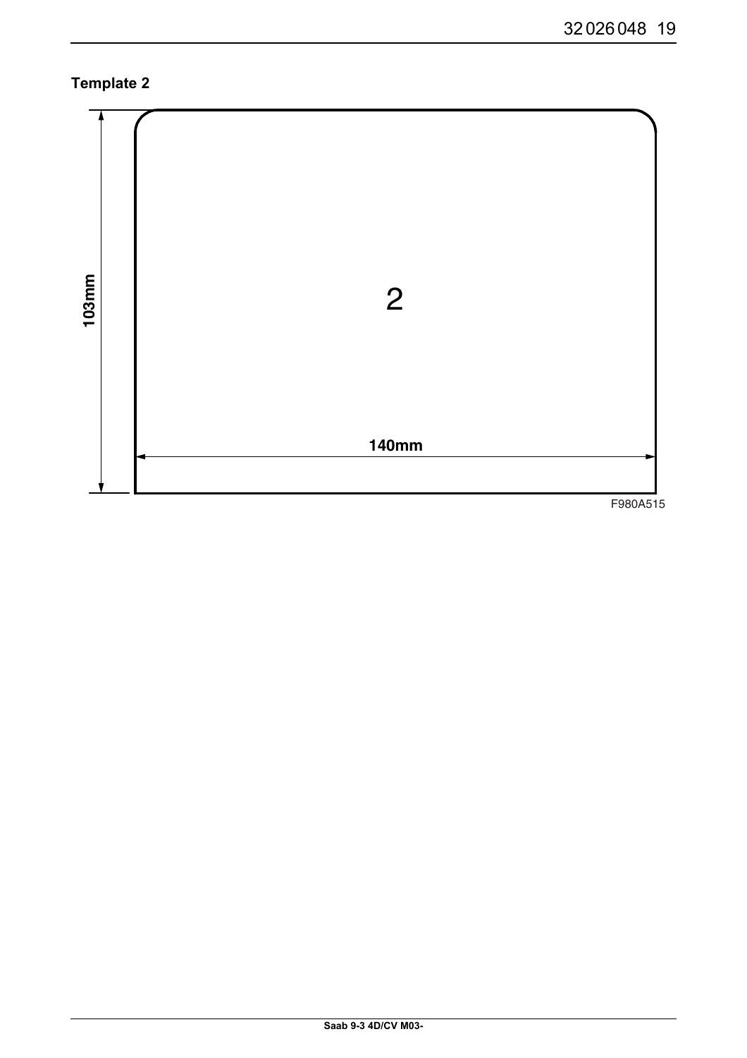**Template 2**

103mm

2

140mm

F980A515